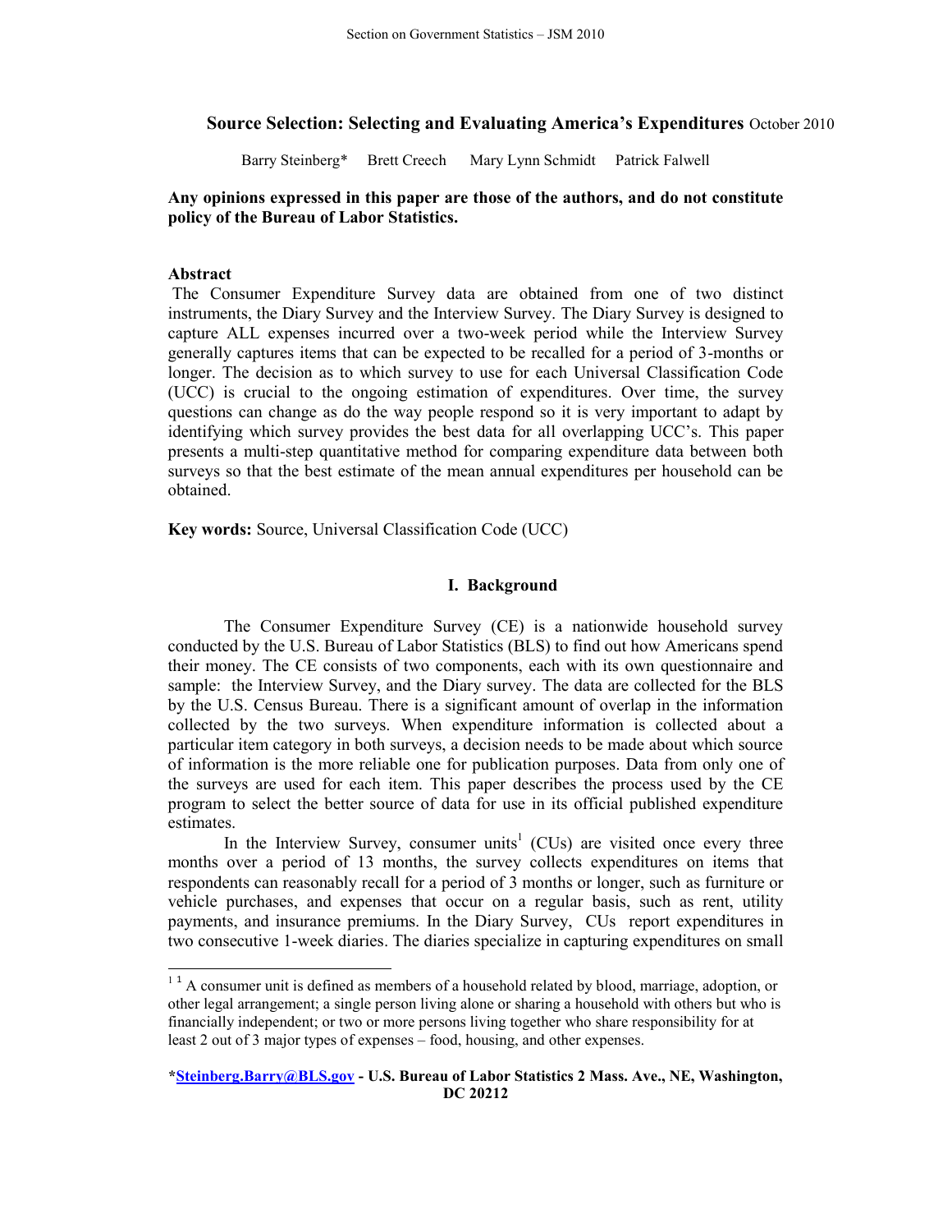# Source Selection: Selecting and Evaluating America's Expenditures October 2010

Barry Steinberg* Brett Creech Mary Lynn Schmidt Patrick Falwell

**Any opinions expressed in this paper are those of the authors, and do not constitute policy of the Bureau of Labor Statistics.**

**Abstract**

The Consumer Expenditure Survey data are obtained from one of two distinct instruments, the Diary Survey and the Interview Survey. The Diary Survey is designed to capture ALL expenses incurred over a two-week period while the Interview Survey generally captures items that can be expected to be recalled for a period of 3-months or longer. The decision as to which survey to use for each Universal Classification Code (UCC) is crucial to the ongoing estimation of expenditures. Over time, the survey questions can change as do the way people respond so it is very important to adapt by identifying which survey provides the best data for all overlapping UCC's. This paper presents a multi-step quantitative method for comparing expenditure data between both surveys so that the best estimate of the mean annual expenditures per household can be obtained.

**Key words:** Source, Universal Classification Code (UCC)

## I. Background

The Consumer Expenditure Survey (CE) is a nationwide household survey conducted by the U.S. Bureau of Labor Statistics (BLS) to find out how Americans spend their money. The CE consists of two components, each with its own questionnaire and sample: the Interview Survey, and the Diary survey. The data are collected for the BLS by the U.S. Census Bureau. There is a significant amount of overlap in the information collected by the two surveys. When expenditure information is collected about a particular item category in both surveys, a decision needs to be made about which source of information is the more reliable one for publication purposes. Data from only one of the surveys are used for each item. This paper describes the process used by the CE program to select the better source of data for use in its official published expenditure estimates.

In the Interview Survey, consumer units[1] (CUs) are visited once every three months over a period of 13 months, the survey collects expenditures on items that respondents can reasonably recall for a period of 3 months or longer, such as furniture or vehicle purchases, and expenses that occur on a regular basis, such as rent, utility payments, and insurance premiums. In the Diary Survey, CUs report expenditures in two consecutive 1-week diaries. The diaries specialize in capturing expenditures on small

[1] A consumer unit is defined as members of a household related by blood, marriage, adoption, or other legal arrangement; a single person living alone or sharing a household with others but who is financially independent; or two or more persons living together who share responsibility for at least 2 out of 3 major types of expenses – food, housing, and other expenses.

***Steinberg.Barry@BLS.gov** **- U.S. Bureau of Labor Statistics 2 Mass. Ave., NE, Washington, DC 20212**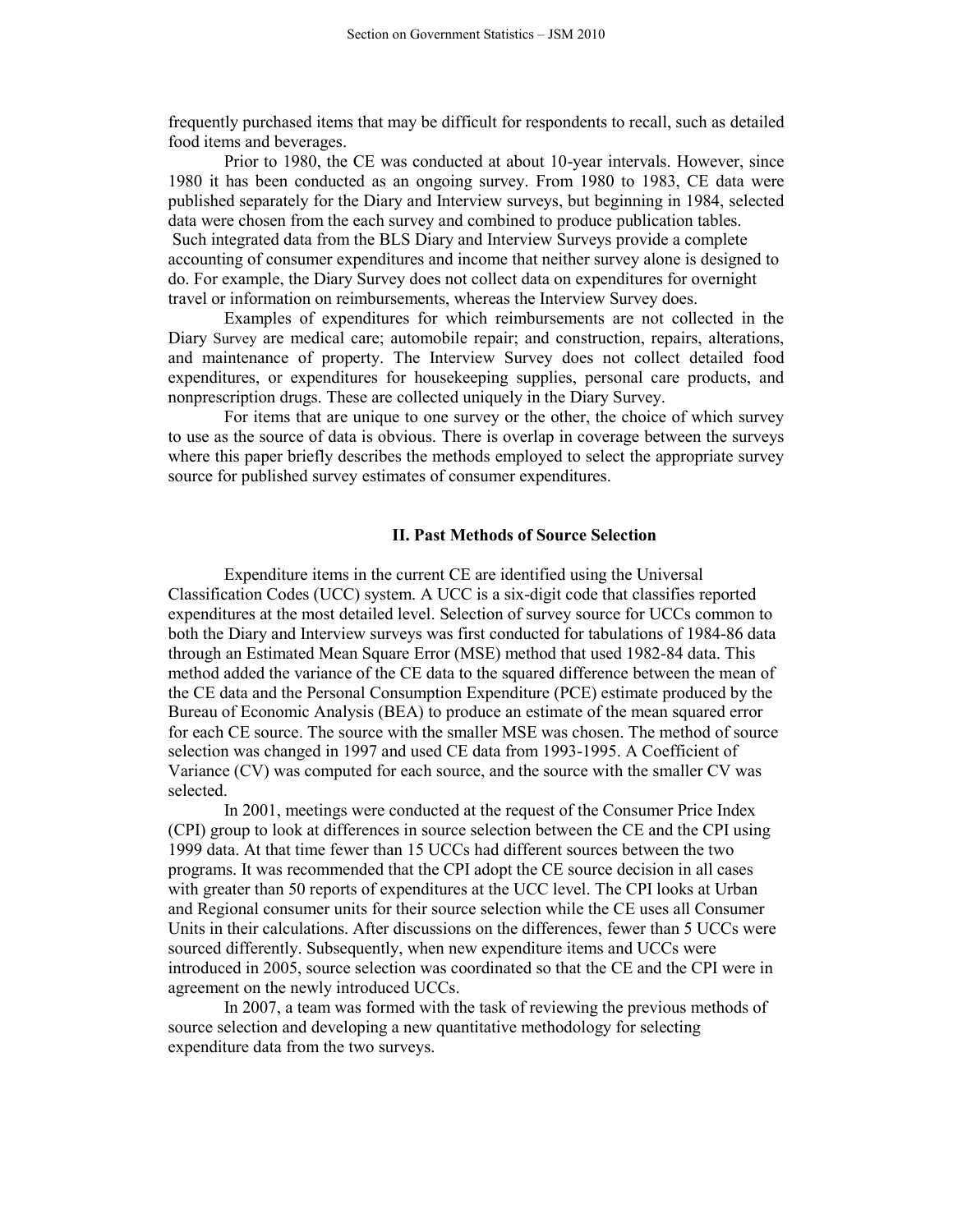frequently purchased items that may be difficult for respondents to recall, such as detailed food items and beverages.

Prior to 1980, the CE was conducted at about 10-year intervals. However, since 1980 it has been conducted as an ongoing survey. From 1980 to 1983, CE data were published separately for the Diary and Interview surveys, but beginning in 1984, selected data were chosen from the each survey and combined to produce publication tables. Such integrated data from the BLS Diary and Interview Surveys provide a complete accounting of consumer expenditures and income that neither survey alone is designed to do. For example, the Diary Survey does not collect data on expenditures for overnight travel or information on reimbursements, whereas the Interview Survey does.

Examples of expenditures for which reimbursements are not collected in the Diary Survey are medical care; automobile repair; and construction, repairs, alterations, and maintenance of property. The Interview Survey does not collect detailed food expenditures, or expenditures for housekeeping supplies, personal care products, and nonprescription drugs. These are collected uniquely in the Diary Survey.

For items that are unique to one survey or the other, the choice of which survey to use as the source of data is obvious. There is overlap in coverage between the surveys where this paper briefly describes the methods employed to select the appropriate survey source for published survey estimates of consumer expenditures.

## II. Past Methods of Source Selection

Expenditure items in the current CE are identified using the Universal Classification Codes (UCC) system. A UCC is a six-digit code that classifies reported expenditures at the most detailed level. Selection of survey source for UCCs common to both the Diary and Interview surveys was first conducted for tabulations of 1984-86 data through an Estimated Mean Square Error (MSE) method that used 1982-84 data. This method added the variance of the CE data to the squared difference between the mean of the CE data and the Personal Consumption Expenditure (PCE) estimate produced by the Bureau of Economic Analysis (BEA) to produce an estimate of the mean squared error for each CE source. The source with the smaller MSE was chosen. The method of source selection was changed in 1997 and used CE data from 1993-1995. A Coefficient of Variance (CV) was computed for each source, and the source with the smaller CV was selected.

In 2001, meetings were conducted at the request of the Consumer Price Index (CPI) group to look at differences in source selection between the CE and the CPI using 1999 data. At that time fewer than 15 UCCs had different sources between the two programs. It was recommended that the CPI adopt the CE source decision in all cases with greater than 50 reports of expenditures at the UCC level. The CPI looks at Urban and Regional consumer units for their source selection while the CE uses all Consumer Units in their calculations. After discussions on the differences, fewer than 5 UCCs were sourced differently. Subsequently, when new expenditure items and UCCs were introduced in 2005, source selection was coordinated so that the CE and the CPI were in agreement on the newly introduced UCCs.

In 2007, a team was formed with the task of reviewing the previous methods of source selection and developing a new quantitative methodology for selecting expenditure data from the two surveys.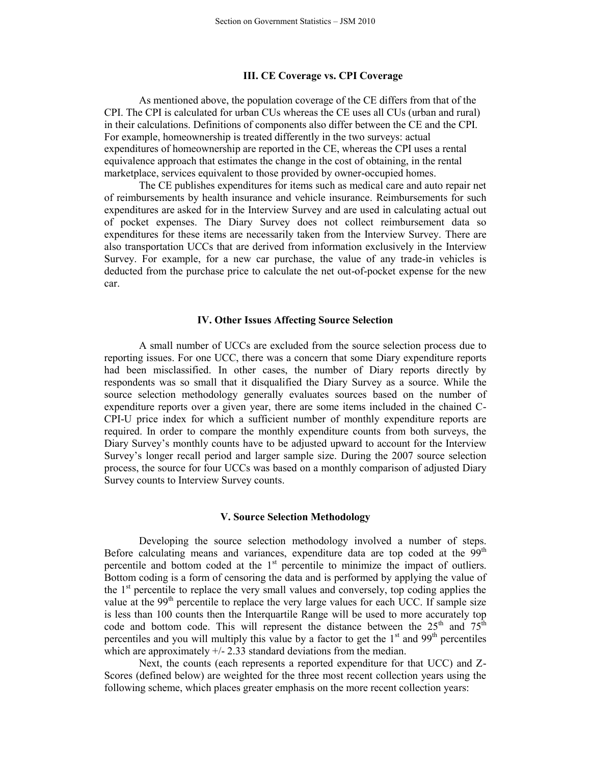## III. CE Coverage vs. CPI Coverage

As mentioned above, the population coverage of the CE differs from that of the CPI. The CPI is calculated for urban CUs whereas the CE uses all CUs (urban and rural) in their calculations. Definitions of components also differ between the CE and the CPI. For example, homeownership is treated differently in the two surveys: actual expenditures of homeownership are reported in the CE, whereas the CPI uses a rental equivalence approach that estimates the change in the cost of obtaining, in the rental marketplace, services equivalent to those provided by owner-occupied homes.

The CE publishes expenditures for items such as medical care and auto repair net of reimbursements by health insurance and vehicle insurance. Reimbursements for such expenditures are asked for in the Interview Survey and are used in calculating actual out of pocket expenses. The Diary Survey does not collect reimbursement data so expenditures for these items are necessarily taken from the Interview Survey. There are also transportation UCCs that are derived from information exclusively in the Interview Survey. For example, for a new car purchase, the value of any trade-in vehicles is deducted from the purchase price to calculate the net out-of-pocket expense for the new car.

## IV. Other Issues Affecting Source Selection

A small number of UCCs are excluded from the source selection process due to reporting issues. For one UCC, there was a concern that some Diary expenditure reports had been misclassified. In other cases, the number of Diary reports directly by respondents was so small that it disqualified the Diary Survey as a source. While the source selection methodology generally evaluates sources based on the number of expenditure reports over a given year, there are some items included in the chained C-CPI-U price index for which a sufficient number of monthly expenditure reports are required. In order to compare the monthly expenditure counts from both surveys, the Diary Survey's monthly counts have to be adjusted upward to account for the Interview Survey's longer recall period and larger sample size. During the 2007 source selection process, the source for four UCCs was based on a monthly comparison of adjusted Diary Survey counts to Interview Survey counts.

## V. Source Selection Methodology

Developing the source selection methodology involved a number of steps. Before calculating means and variances, expenditure data are top coded at the 99th percentile and bottom coded at the 1st percentile to minimize the impact of outliers. Bottom coding is a form of censoring the data and is performed by applying the value of the 1st percentile to replace the very small values and conversely, top coding applies the value at the 99th percentile to replace the very large values for each UCC. If sample size is less than 100 counts then the Interquartile Range will be used to more accurately top code and bottom code. This will represent the distance between the 25th and 75th percentiles and you will multiply this value by a factor to get the 1st and 99th percentiles which are approximately +/- 2.33 standard deviations from the median.

Next, the counts (each represents a reported expenditure for that UCC) and Z-Scores (defined below) are weighted for the three most recent collection years using the following scheme, which places greater emphasis on the more recent collection years: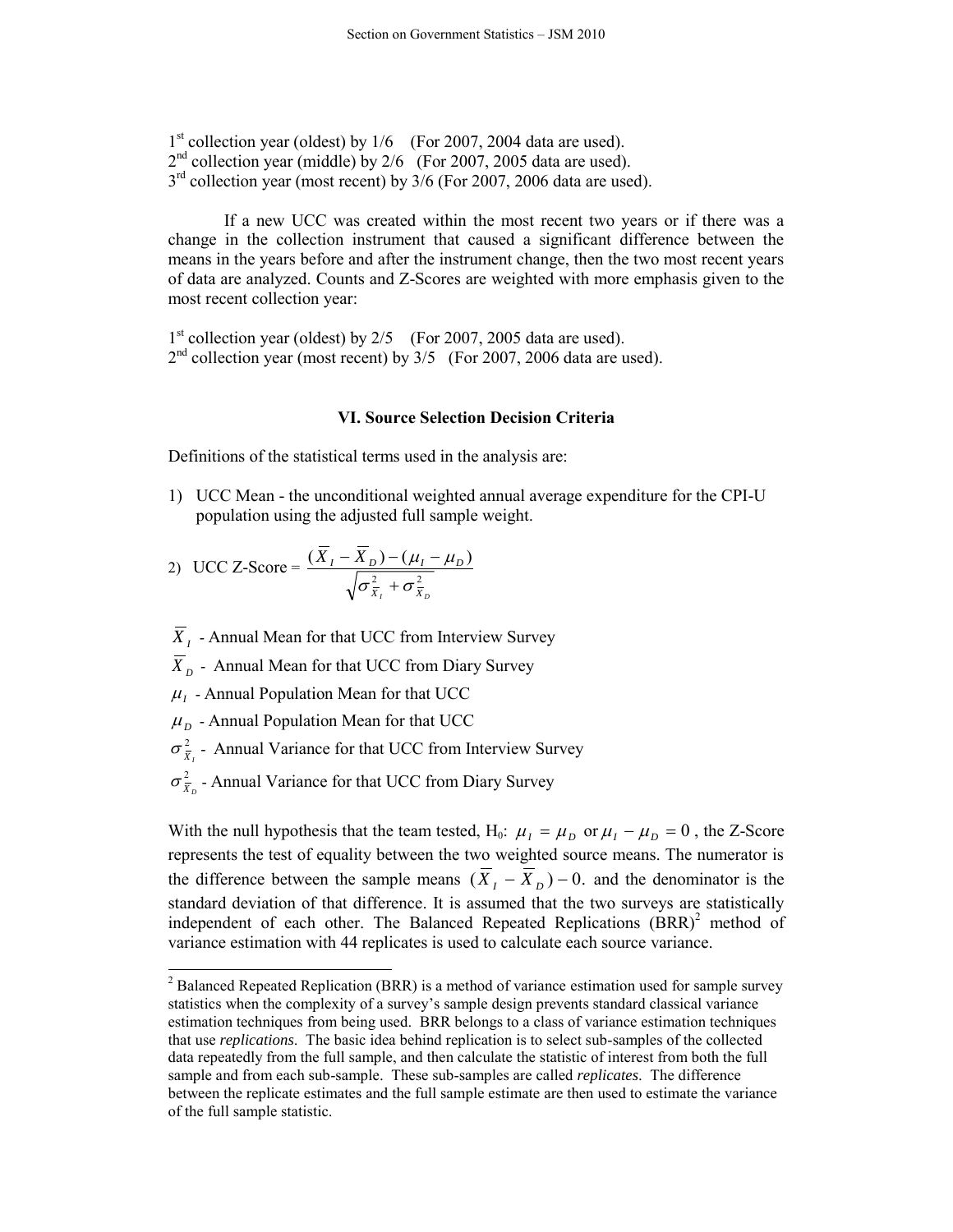1st collection year (oldest) by 1/6 (For 2007, 2004 data are used).
2nd collection year (middle) by 2/6 (For 2007, 2005 data are used).
3rd collection year (most recent) by 3/6 (For 2007, 2006 data are used).

If a new UCC was created within the most recent two years or if there was a change in the collection instrument that caused a significant difference between the means in the years before and after the instrument change, then the two most recent years of data are analyzed. Counts and Z-Scores are weighted with more emphasis given to the most recent collection year:

1st collection year (oldest) by 2/5 (For 2007, 2005 data are used).
2nd collection year (most recent) by 3/5 (For 2007, 2006 data are used).

### VI. Source Selection Decision Criteria

Definitions of the statistical terms used in the analysis are:

1) UCC Mean - the unconditional weighted annual average expenditure for the CPI-U population using the adjusted full sample weight.

2) UCC Z-Score = $\dfrac{(\overline{X}_I - \overline{X}_D) - (\mu_I - \mu_D)}{\sqrt{\sigma^2_{\overline{X}_I} + \sigma^2_{\overline{X}_D}}}$

$\overline{X}_I$ - Annual Mean for that UCC from Interview Survey

$\overline{X}_D$ - Annual Mean for that UCC from Diary Survey

$\mu_I$ - Annual Population Mean for that UCC

$\mu_D$ - Annual Population Mean for that UCC

$\sigma^2_{\overline{X}_I}$ - Annual Variance for that UCC from Interview Survey

$\sigma^2_{\overline{X}_D}$ - Annual Variance for that UCC from Diary Survey

With the null hypothesis that the team tested, H0: $\mu_I = \mu_D$ or $\mu_I - \mu_D = 0$ , the Z-Score represents the test of equality between the two weighted source means. The numerator is the difference between the sample means $(\overline{X}_I - \overline{X}_D) - 0.$ and the denominator is the standard deviation of that difference. It is assumed that the two surveys are statistically independent of each other. The Balanced Repeated Replications (BRR)[2] method of variance estimation with 44 replicates is used to calculate each source variance.

[2] Balanced Repeated Replication (BRR) is a method of variance estimation used for sample survey statistics when the complexity of a survey's sample design prevents standard classical variance estimation techniques from being used. BRR belongs to a class of variance estimation techniques that use *replications*. The basic idea behind replication is to select sub-samples of the collected data repeatedly from the full sample, and then calculate the statistic of interest from both the full sample and from each sub-sample. These sub-samples are called *replicates*. The difference between the replicate estimates and the full sample estimate are then used to estimate the variance of the full sample statistic.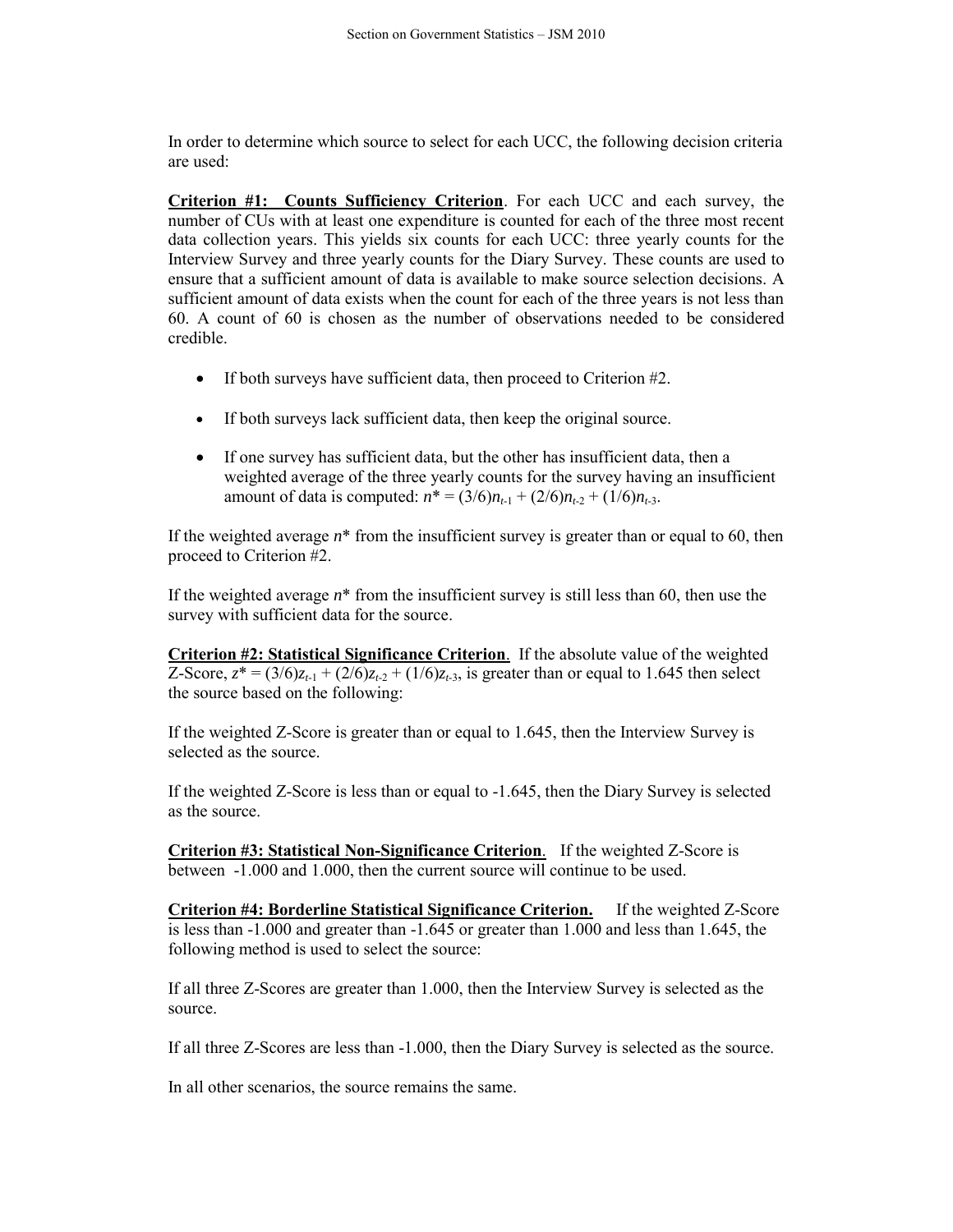In order to determine which source to select for each UCC, the following decision criteria are used:

**Criterion #1: Counts Sufficiency Criterion**. For each UCC and each survey, the number of CUs with at least one expenditure is counted for each of the three most recent data collection years. This yields six counts for each UCC: three yearly counts for the Interview Survey and three yearly counts for the Diary Survey. These counts are used to ensure that a sufficient amount of data is available to make source selection decisions. A sufficient amount of data exists when the count for each of the three years is not less than 60. A count of 60 is chosen as the number of observations needed to be considered credible.

- If both surveys have sufficient data, then proceed to Criterion #2.
- If both surveys lack sufficient data, then keep the original source.
- If one survey has sufficient data, but the other has insufficient data, then a weighted average of the three yearly counts for the survey having an insufficient amount of data is computed: $n^* = (3/6)n_{t-1} + (2/6)n_{t-2} + (1/6)n_{t-3}$.

If the weighted average $n^*$ from the insufficient survey is greater than or equal to 60, then proceed to Criterion #2.

If the weighted average $n^*$ from the insufficient survey is still less than 60, then use the survey with sufficient data for the source.

**Criterion #2: Statistical Significance Criterion**. If the absolute value of the weighted Z-Score, $z^* = (3/6)z_{t-1} + (2/6)z_{t-2} + (1/6)z_{t-3}$, is greater than or equal to 1.645 then select the source based on the following:

If the weighted Z-Score is greater than or equal to 1.645, then the Interview Survey is selected as the source.

If the weighted Z-Score is less than or equal to -1.645, then the Diary Survey is selected as the source.

**Criterion #3: Statistical Non-Significance Criterion**. If the weighted Z-Score is between -1.000 and 1.000, then the current source will continue to be used.

**Criterion #4: Borderline Statistical Significance Criterion.** If the weighted Z-Score is less than -1.000 and greater than -1.645 or greater than 1.000 and less than 1.645, the following method is used to select the source:

If all three Z-Scores are greater than 1.000, then the Interview Survey is selected as the source.

If all three Z-Scores are less than -1.000, then the Diary Survey is selected as the source.

In all other scenarios, the source remains the same.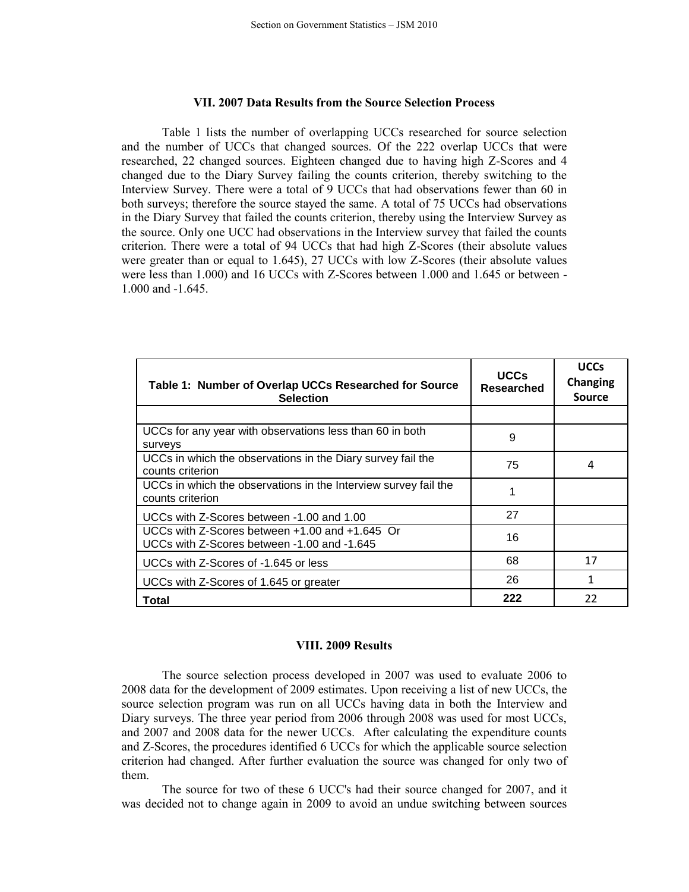### VII. 2007 Data Results from the Source Selection Process

Table 1 lists the number of overlapping UCCs researched for source selection and the number of UCCs that changed sources. Of the 222 overlap UCCs that were researched, 22 changed sources. Eighteen changed due to having high Z-Scores and 4 changed due to the Diary Survey failing the counts criterion, thereby switching to the Interview Survey. There were a total of 9 UCCs that had observations fewer than 60 in both surveys; therefore the source stayed the same. A total of 75 UCCs had observations in the Diary Survey that failed the counts criterion, thereby using the Interview Survey as the source. Only one UCC had observations in the Interview survey that failed the counts criterion. There were a total of 94 UCCs that had high Z-Scores (their absolute values were greater than or equal to 1.645), 27 UCCs with low Z-Scores (their absolute values were less than 1.000) and 16 UCCs with Z-Scores between 1.000 and 1.645 or between -1.000 and -1.645.

| Table 1: Number of Overlap UCCs Researched for Source Selection | UCCs Researched | UCCs Changing Source |
|---|---|---|
| | | |
| UCCs for any year with observations less than 60 in both surveys | 9 | |
| UCCs in which the observations in the Diary survey fail the counts criterion | 75 | 4 |
| UCCs in which the observations in the Interview survey fail the counts criterion | 1 | |
| UCCs with Z-Scores between -1.00 and 1.00 | 27 | |
| UCCs with Z-Scores between +1.00 and +1.645 Or UCCs with Z-Scores between -1.00 and -1.645 | 16 | |
| UCCs with Z-Scores of -1.645 or less | 68 | 17 |
| UCCs with Z-Scores of 1.645 or greater | 26 | 1 |
| **Total** | **222** | 22 |

### VIII. 2009 Results

The source selection process developed in 2007 was used to evaluate 2006 to 2008 data for the development of 2009 estimates. Upon receiving a list of new UCCs, the source selection program was run on all UCCs having data in both the Interview and Diary surveys. The three year period from 2006 through 2008 was used for most UCCs, and 2007 and 2008 data for the newer UCCs. After calculating the expenditure counts and Z-Scores, the procedures identified 6 UCCs for which the applicable source selection criterion had changed. After further evaluation the source was changed for only two of them.

The source for two of these 6 UCC's had their source changed for 2007, and it was decided not to change again in 2009 to avoid an undue switching between sources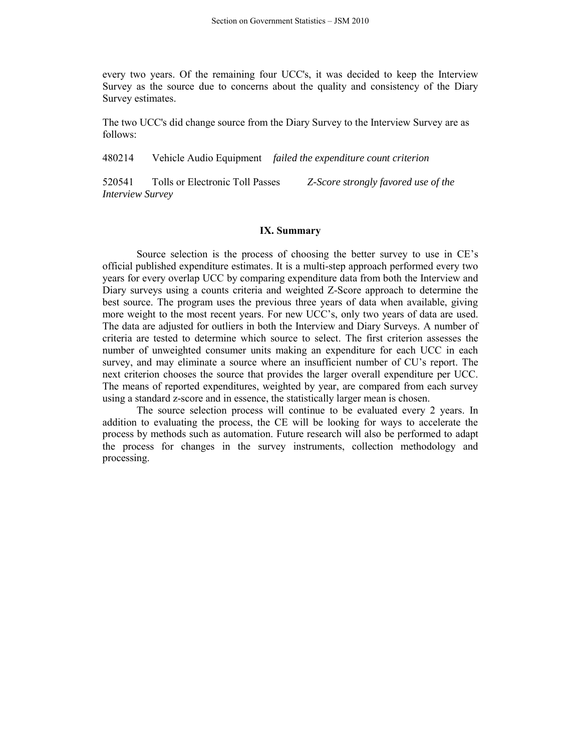every two years. Of the remaining four UCC's, it was decided to keep the Interview Survey as the source due to concerns about the quality and consistency of the Diary Survey estimates.

The two UCC's did change source from the Diary Survey to the Interview Survey are as follows:

480214 Vehicle Audio Equipment *failed the expenditure count criterion*

520541 Tolls or Electronic Toll Passes *Z-Score strongly favored use of the Interview Survey*

## IX. Summary

Source selection is the process of choosing the better survey to use in CE's official published expenditure estimates. It is a multi-step approach performed every two years for every overlap UCC by comparing expenditure data from both the Interview and Diary surveys using a counts criteria and weighted Z-Score approach to determine the best source. The program uses the previous three years of data when available, giving more weight to the most recent years. For new UCC's, only two years of data are used. The data are adjusted for outliers in both the Interview and Diary Surveys. A number of criteria are tested to determine which source to select. The first criterion assesses the number of unweighted consumer units making an expenditure for each UCC in each survey, and may eliminate a source where an insufficient number of CU's report. The next criterion chooses the source that provides the larger overall expenditure per UCC. The means of reported expenditures, weighted by year, are compared from each survey using a standard z-score and in essence, the statistically larger mean is chosen.

The source selection process will continue to be evaluated every 2 years. In addition to evaluating the process, the CE will be looking for ways to accelerate the process by methods such as automation. Future research will also be performed to adapt the process for changes in the survey instruments, collection methodology and processing.